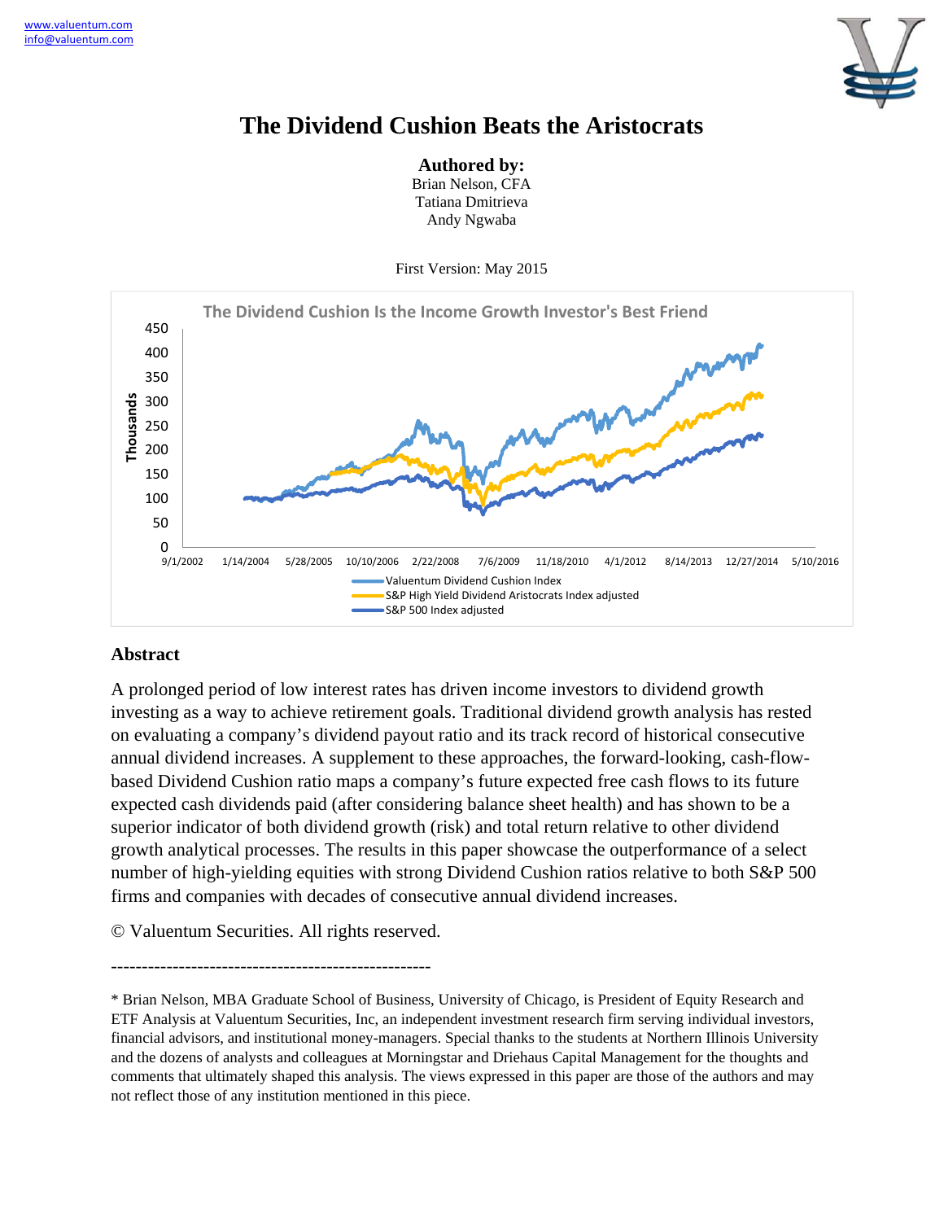www.valuentum.com
info@valuentum.com

# The Dividend Cushion Beats the Aristocrats

**Authored by:**
Brian Nelson, CFA
Tatiana Dmitrieva
Andy Ngwaba

First Version: May 2015

The Dividend Cushion Is the Income Growth Investor's Best Friend

## Abstract

A prolonged period of low interest rates has driven income investors to dividend growth investing as a way to achieve retirement goals. Traditional dividend growth analysis has rested on evaluating a company's dividend payout ratio and its track record of historical consecutive annual dividend increases. A supplement to these approaches, the forward-looking, cash-flow-based Dividend Cushion ratio maps a company's future expected free cash flows to its future expected cash dividends paid (after considering balance sheet health) and has shown to be a superior indicator of both dividend growth (risk) and total return relative to other dividend growth analytical processes. The results in this paper showcase the outperformance of a select number of high-yielding equities with strong Dividend Cushion ratios relative to both S&P 500 firms and companies with decades of consecutive annual dividend increases.

© Valuentum Securities. All rights reserved.

---

* Brian Nelson, MBA Graduate School of Business, University of Chicago, is President of Equity Research and ETF Analysis at Valuentum Securities, Inc, an independent investment research firm serving individual investors, financial advisors, and institutional money-managers. Special thanks to the students at Northern Illinois University and the dozens of analysts and colleagues at Morningstar and Driehaus Capital Management for the thoughts and comments that ultimately shaped this analysis. The views expressed in this paper are those of the authors and may not reflect those of any institution mentioned in this piece.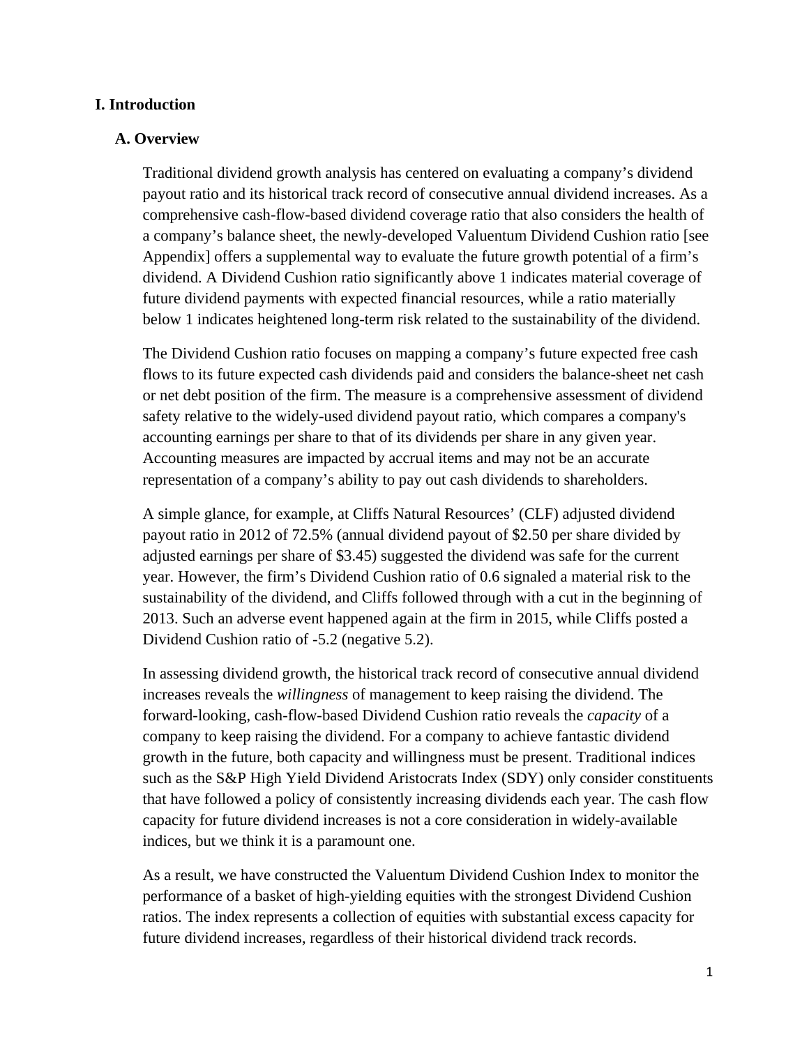# I. Introduction

## A. Overview

Traditional dividend growth analysis has centered on evaluating a company's dividend payout ratio and its historical track record of consecutive annual dividend increases. As a comprehensive cash-flow-based dividend coverage ratio that also considers the health of a company's balance sheet, the newly-developed Valuentum Dividend Cushion ratio [see Appendix] offers a supplemental way to evaluate the future growth potential of a firm's dividend. A Dividend Cushion ratio significantly above 1 indicates material coverage of future dividend payments with expected financial resources, while a ratio materially below 1 indicates heightened long-term risk related to the sustainability of the dividend.

The Dividend Cushion ratio focuses on mapping a company's future expected free cash flows to its future expected cash dividends paid and considers the balance-sheet net cash or net debt position of the firm. The measure is a comprehensive assessment of dividend safety relative to the widely-used dividend payout ratio, which compares a company's accounting earnings per share to that of its dividends per share in any given year. Accounting measures are impacted by accrual items and may not be an accurate representation of a company's ability to pay out cash dividends to shareholders.

A simple glance, for example, at Cliffs Natural Resources' (CLF) adjusted dividend payout ratio in 2012 of 72.5% (annual dividend payout of $2.50 per share divided by adjusted earnings per share of $3.45) suggested the dividend was safe for the current year. However, the firm's Dividend Cushion ratio of 0.6 signaled a material risk to the sustainability of the dividend, and Cliffs followed through with a cut in the beginning of 2013. Such an adverse event happened again at the firm in 2015, while Cliffs posted a Dividend Cushion ratio of -5.2 (negative 5.2).

In assessing dividend growth, the historical track record of consecutive annual dividend increases reveals the *willingness* of management to keep raising the dividend. The forward-looking, cash-flow-based Dividend Cushion ratio reveals the *capacity* of a company to keep raising the dividend. For a company to achieve fantastic dividend growth in the future, both capacity and willingness must be present. Traditional indices such as the S&P High Yield Dividend Aristocrats Index (SDY) only consider constituents that have followed a policy of consistently increasing dividends each year. The cash flow capacity for future dividend increases is not a core consideration in widely-available indices, but we think it is a paramount one.

As a result, we have constructed the Valuentum Dividend Cushion Index to monitor the performance of a basket of high-yielding equities with the strongest Dividend Cushion ratios. The index represents a collection of equities with substantial excess capacity for future dividend increases, regardless of their historical dividend track records.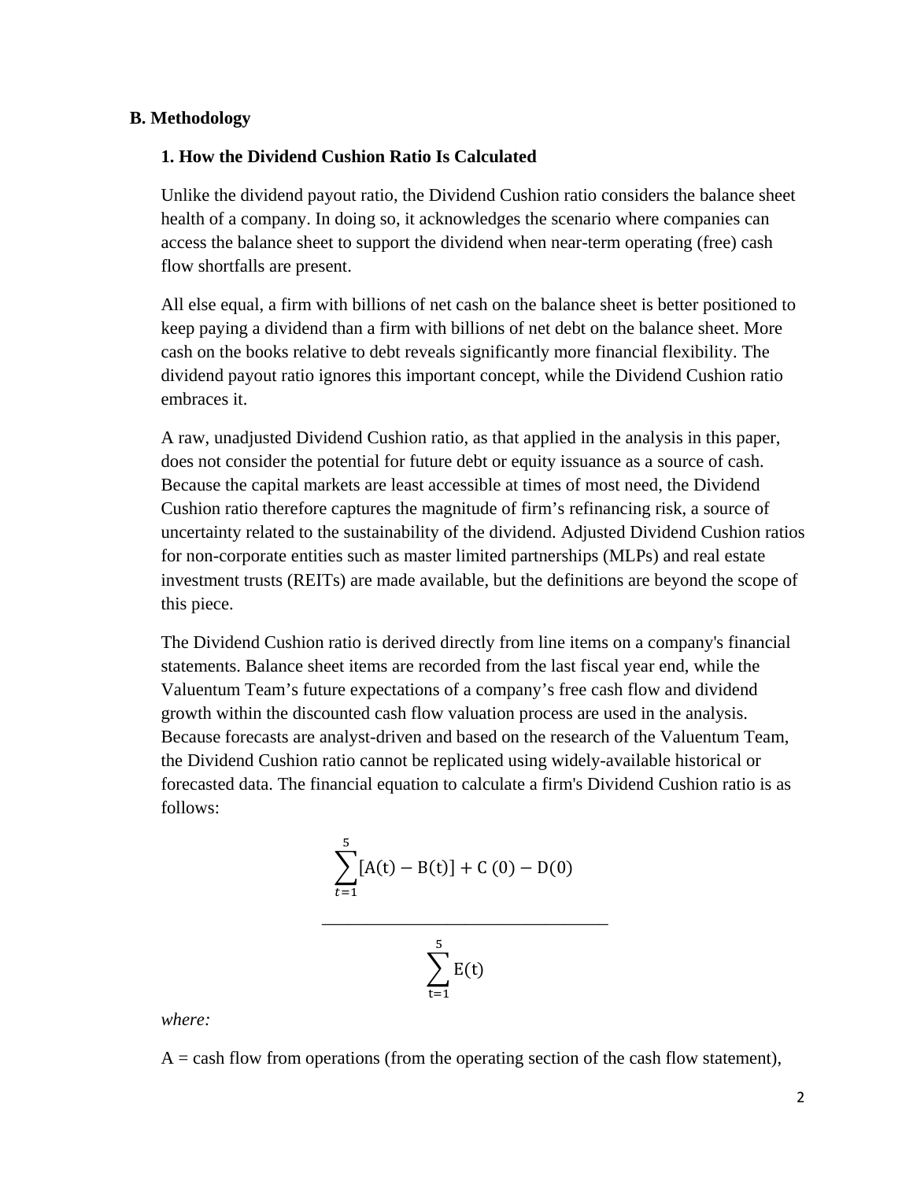## B. Methodology

### 1. How the Dividend Cushion Ratio Is Calculated

Unlike the dividend payout ratio, the Dividend Cushion ratio considers the balance sheet health of a company. In doing so, it acknowledges the scenario where companies can access the balance sheet to support the dividend when near-term operating (free) cash flow shortfalls are present.

All else equal, a firm with billions of net cash on the balance sheet is better positioned to keep paying a dividend than a firm with billions of net debt on the balance sheet. More cash on the books relative to debt reveals significantly more financial flexibility. The dividend payout ratio ignores this important concept, while the Dividend Cushion ratio embraces it.

A raw, unadjusted Dividend Cushion ratio, as that applied in the analysis in this paper, does not consider the potential for future debt or equity issuance as a source of cash. Because the capital markets are least accessible at times of most need, the Dividend Cushion ratio therefore captures the magnitude of firm's refinancing risk, a source of uncertainty related to the sustainability of the dividend. Adjusted Dividend Cushion ratios for non-corporate entities such as master limited partnerships (MLPs) and real estate investment trusts (REITs) are made available, but the definitions are beyond the scope of this piece.

The Dividend Cushion ratio is derived directly from line items on a company's financial statements. Balance sheet items are recorded from the last fiscal year end, while the Valuentum Team's future expectations of a company's free cash flow and dividend growth within the discounted cash flow valuation process are used in the analysis. Because forecasts are analyst-driven and based on the research of the Valuentum Team, the Dividend Cushion ratio cannot be replicated using widely-available historical or forecasted data. The financial equation to calculate a firm's Dividend Cushion ratio is as follows:

$$\frac{\sum_{t=1}^{5}[A(t) - B(t)] + C(0) - D(0)}{\sum_{t=1}^{5} E(t)}$$

*where:*

A = cash flow from operations (from the operating section of the cash flow statement),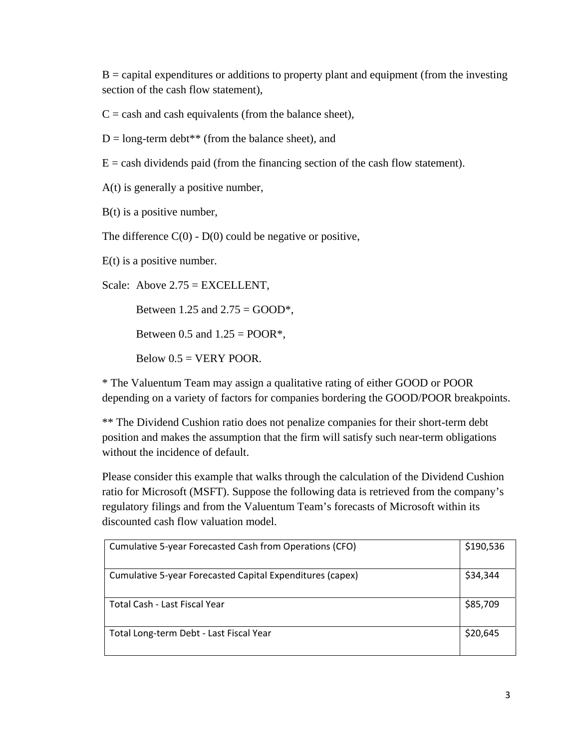B = capital expenditures or additions to property plant and equipment (from the investing section of the cash flow statement),

C = cash and cash equivalents (from the balance sheet),

D = long-term debt** (from the balance sheet), and

E = cash dividends paid (from the financing section of the cash flow statement).

$A(t)$ is generally a positive number,

$B(t)$ is a positive number,

The difference $C(0) - D(0)$ could be negative or positive,

$E(t)$ is a positive number.

Scale: Above 2.75 = EXCELLENT,

Between 1.25 and 2.75 = GOOD*,

Between 0.5 and 1.25 = POOR*,

Below 0.5 = VERY POOR.

* The Valuentum Team may assign a qualitative rating of either GOOD or POOR depending on a variety of factors for companies bordering the GOOD/POOR breakpoints.

** The Dividend Cushion ratio does not penalize companies for their short-term debt position and makes the assumption that the firm will satisfy such near-term obligations without the incidence of default.

Please consider this example that walks through the calculation of the Dividend Cushion ratio for Microsoft (MSFT). Suppose the following data is retrieved from the company's regulatory filings and from the Valuentum Team's forecasts of Microsoft within its discounted cash flow valuation model.

| | |
|---|---|
| Cumulative 5-year Forecasted Cash from Operations (CFO) | $190,536 |
| Cumulative 5-year Forecasted Capital Expenditures (capex) | $34,344 |
| Total Cash - Last Fiscal Year | $85,709 |
| Total Long-term Debt - Last Fiscal Year | $20,645 |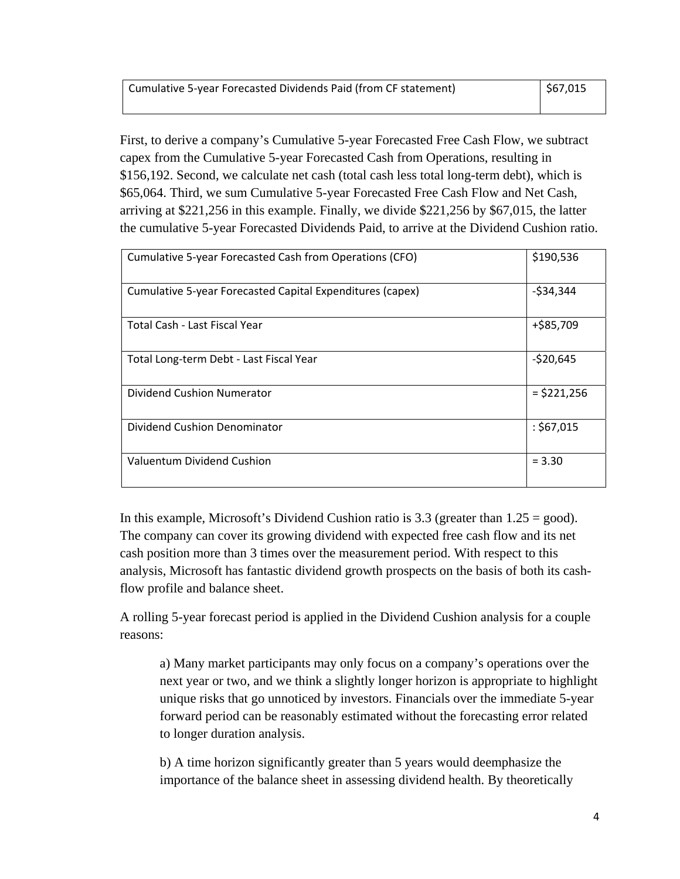| Cumulative 5-year Forecasted Dividends Paid (from CF statement) | $67,015 |
|---|---|

First, to derive a company's Cumulative 5-year Forecasted Free Cash Flow, we subtract capex from the Cumulative 5-year Forecasted Cash from Operations, resulting in $156,192. Second, we calculate net cash (total cash less total long-term debt), which is $65,064. Third, we sum Cumulative 5-year Forecasted Free Cash Flow and Net Cash, arriving at $221,256 in this example. Finally, we divide $221,256 by $67,015, the latter the cumulative 5-year Forecasted Dividends Paid, to arrive at the Dividend Cushion ratio.

| Cumulative 5-year Forecasted Cash from Operations (CFO) | $190,536 |
|---|---|
| Cumulative 5-year Forecasted Capital Expenditures (capex) | -$34,344 |
| Total Cash - Last Fiscal Year | +$85,709 |
| Total Long-term Debt - Last Fiscal Year | -$20,645 |
| Dividend Cushion Numerator | = $221,256 |
| Dividend Cushion Denominator | : $67,015 |
| Valuentum Dividend Cushion | = 3.30 |

In this example, Microsoft's Dividend Cushion ratio is 3.3 (greater than 1.25 = good). The company can cover its growing dividend with expected free cash flow and its net cash position more than 3 times over the measurement period. With respect to this analysis, Microsoft has fantastic dividend growth prospects on the basis of both its cash-flow profile and balance sheet.

A rolling 5-year forecast period is applied in the Dividend Cushion analysis for a couple reasons:

> a) Many market participants may only focus on a company's operations over the next year or two, and we think a slightly longer horizon is appropriate to highlight unique risks that go unnoticed by investors. Financials over the immediate 5-year forward period can be reasonably estimated without the forecasting error related to longer duration analysis.
>
> b) A time horizon significantly greater than 5 years would deemphasize the importance of the balance sheet in assessing dividend health. By theoretically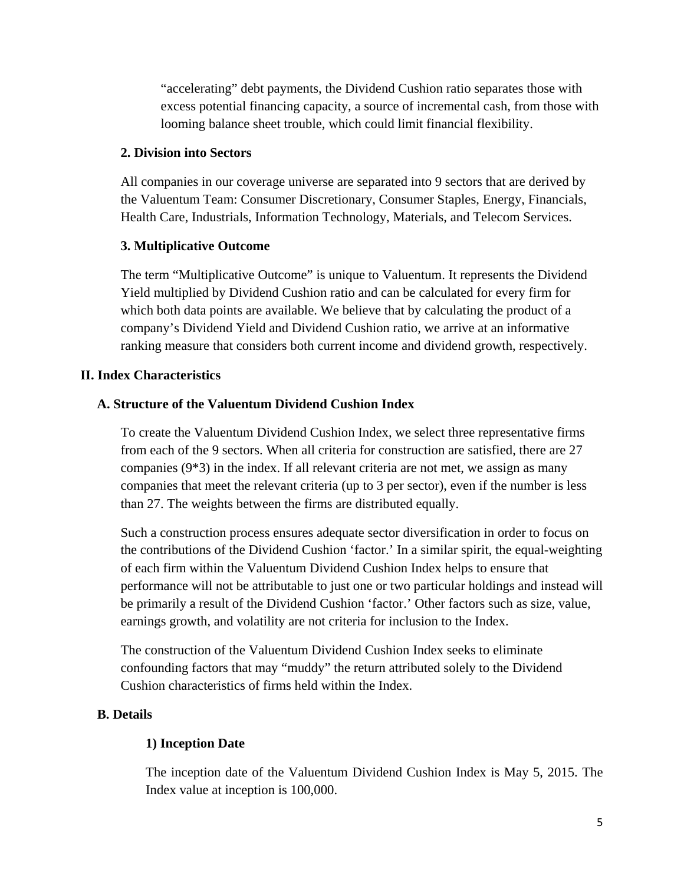"accelerating" debt payments, the Dividend Cushion ratio separates those with excess potential financing capacity, a source of incremental cash, from those with looming balance sheet trouble, which could limit financial flexibility.

### 2. Division into Sectors

All companies in our coverage universe are separated into 9 sectors that are derived by the Valuentum Team: Consumer Discretionary, Consumer Staples, Energy, Financials, Health Care, Industrials, Information Technology, Materials, and Telecom Services.

### 3. Multiplicative Outcome

The term "Multiplicative Outcome" is unique to Valuentum. It represents the Dividend Yield multiplied by Dividend Cushion ratio and can be calculated for every firm for which both data points are available. We believe that by calculating the product of a company's Dividend Yield and Dividend Cushion ratio, we arrive at an informative ranking measure that considers both current income and dividend growth, respectively.

## II. Index Characteristics

### A. Structure of the Valuentum Dividend Cushion Index

To create the Valuentum Dividend Cushion Index, we select three representative firms from each of the 9 sectors. When all criteria for construction are satisfied, there are 27 companies (9*3) in the index. If all relevant criteria are not met, we assign as many companies that meet the relevant criteria (up to 3 per sector), even if the number is less than 27. The weights between the firms are distributed equally.

Such a construction process ensures adequate sector diversification in order to focus on the contributions of the Dividend Cushion 'factor.' In a similar spirit, the equal-weighting of each firm within the Valuentum Dividend Cushion Index helps to ensure that performance will not be attributable to just one or two particular holdings and instead will be primarily a result of the Dividend Cushion 'factor.' Other factors such as size, value, earnings growth, and volatility are not criteria for inclusion to the Index.

The construction of the Valuentum Dividend Cushion Index seeks to eliminate confounding factors that may "muddy" the return attributed solely to the Dividend Cushion characteristics of firms held within the Index.

### B. Details

#### 1) Inception Date

The inception date of the Valuentum Dividend Cushion Index is May 5, 2015. The Index value at inception is 100,000.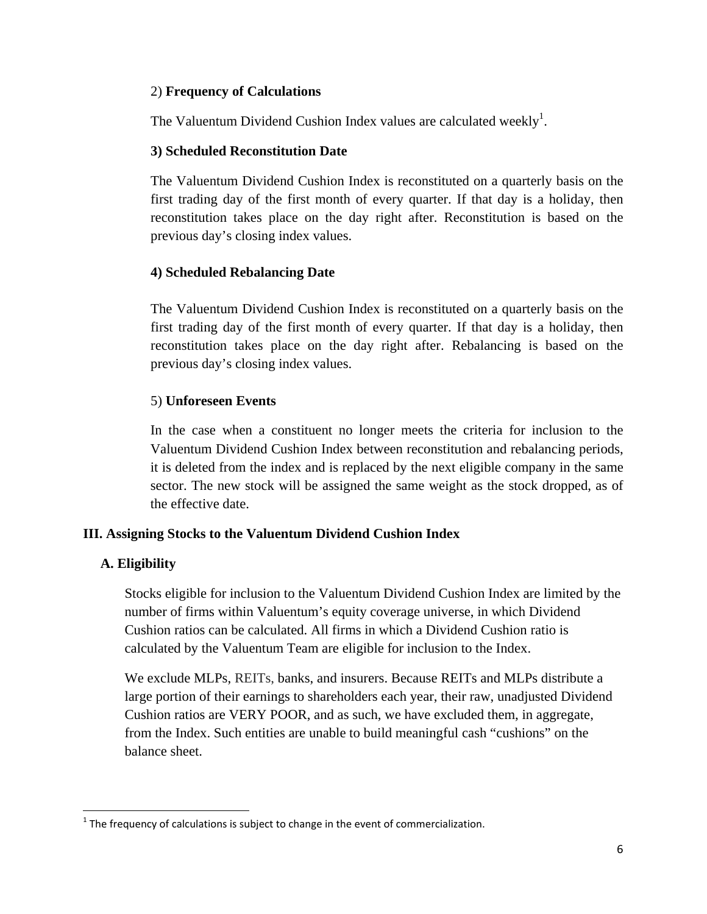2) **Frequency of Calculations**

The Valuentum Dividend Cushion Index values are calculated weekly[1].

**3) Scheduled Reconstitution Date**

The Valuentum Dividend Cushion Index is reconstituted on a quarterly basis on the first trading day of the first month of every quarter. If that day is a holiday, then reconstitution takes place on the day right after. Reconstitution is based on the previous day's closing index values.

**4) Scheduled Rebalancing Date**

The Valuentum Dividend Cushion Index is reconstituted on a quarterly basis on the first trading day of the first month of every quarter. If that day is a holiday, then reconstitution takes place on the day right after. Rebalancing is based on the previous day's closing index values.

5) **Unforeseen Events**

In the case when a constituent no longer meets the criteria for inclusion to the Valuentum Dividend Cushion Index between reconstitution and rebalancing periods, it is deleted from the index and is replaced by the next eligible company in the same sector. The new stock will be assigned the same weight as the stock dropped, as of the effective date.

## III. Assigning Stocks to the Valuentum Dividend Cushion Index

### A. Eligibility

Stocks eligible for inclusion to the Valuentum Dividend Cushion Index are limited by the number of firms within Valuentum's equity coverage universe, in which Dividend Cushion ratios can be calculated. All firms in which a Dividend Cushion ratio is calculated by the Valuentum Team are eligible for inclusion to the Index.

We exclude MLPs, REITs, banks, and insurers. Because REITs and MLPs distribute a large portion of their earnings to shareholders each year, their raw, unadjusted Dividend Cushion ratios are VERY POOR, and as such, we have excluded them, in aggregate, from the Index. Such entities are unable to build meaningful cash "cushions" on the balance sheet.

[1] The frequency of calculations is subject to change in the event of commercialization.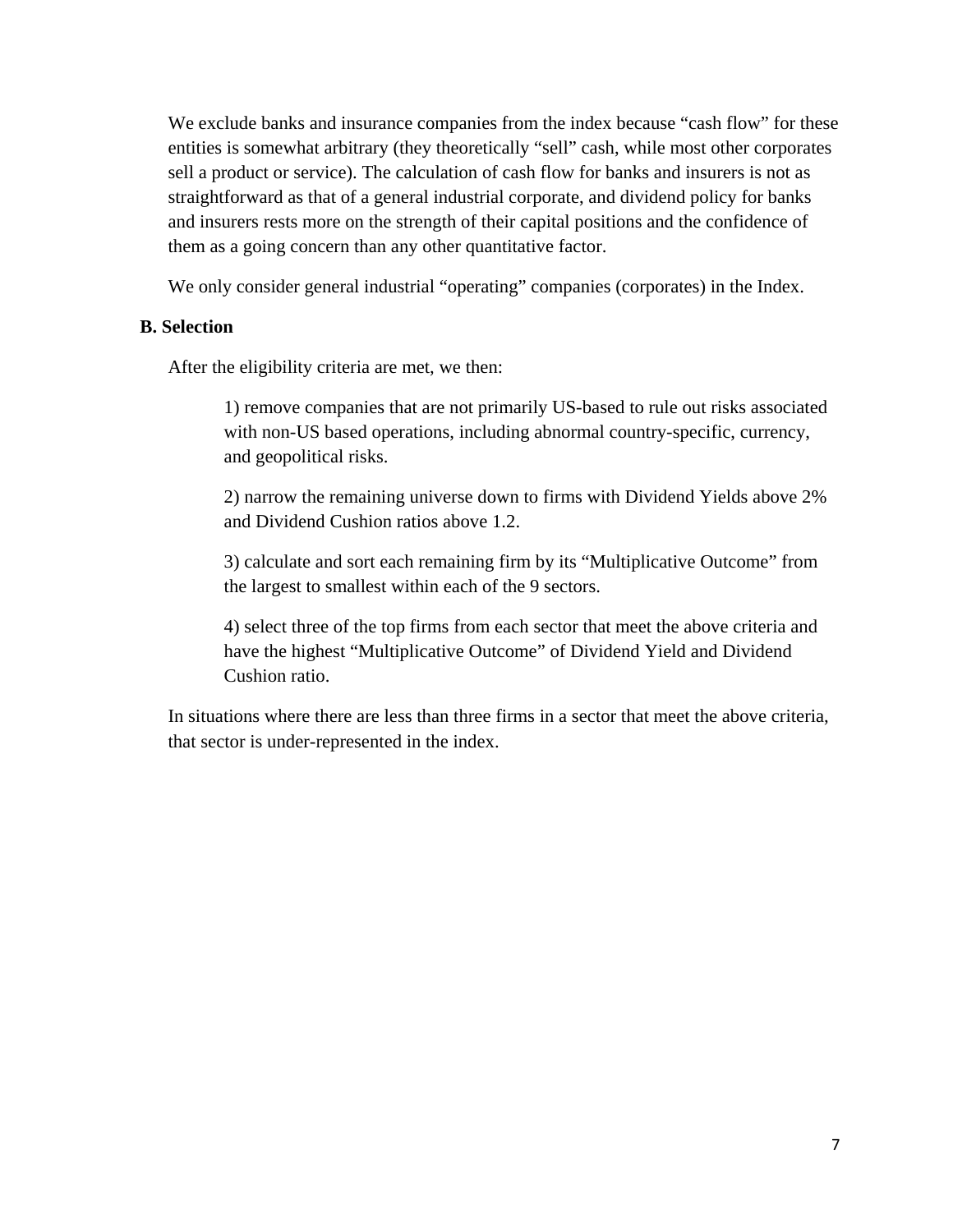We exclude banks and insurance companies from the index because “cash flow” for these entities is somewhat arbitrary (they theoretically “sell” cash, while most other corporates sell a product or service). The calculation of cash flow for banks and insurers is not as straightforward as that of a general industrial corporate, and dividend policy for banks and insurers rests more on the strength of their capital positions and the confidence of them as a going concern than any other quantitative factor.

We only consider general industrial “operating” companies (corporates) in the Index.

**B. Selection**

After the eligibility criteria are met, we then:

1) remove companies that are not primarily US-based to rule out risks associated with non-US based operations, including abnormal country-specific, currency, and geopolitical risks.

2) narrow the remaining universe down to firms with Dividend Yields above 2% and Dividend Cushion ratios above 1.2.

3) calculate and sort each remaining firm by its “Multiplicative Outcome” from the largest to smallest within each of the 9 sectors.

4) select three of the top firms from each sector that meet the above criteria and have the highest “Multiplicative Outcome” of Dividend Yield and Dividend Cushion ratio.

In situations where there are less than three firms in a sector that meet the above criteria, that sector is under-represented in the index.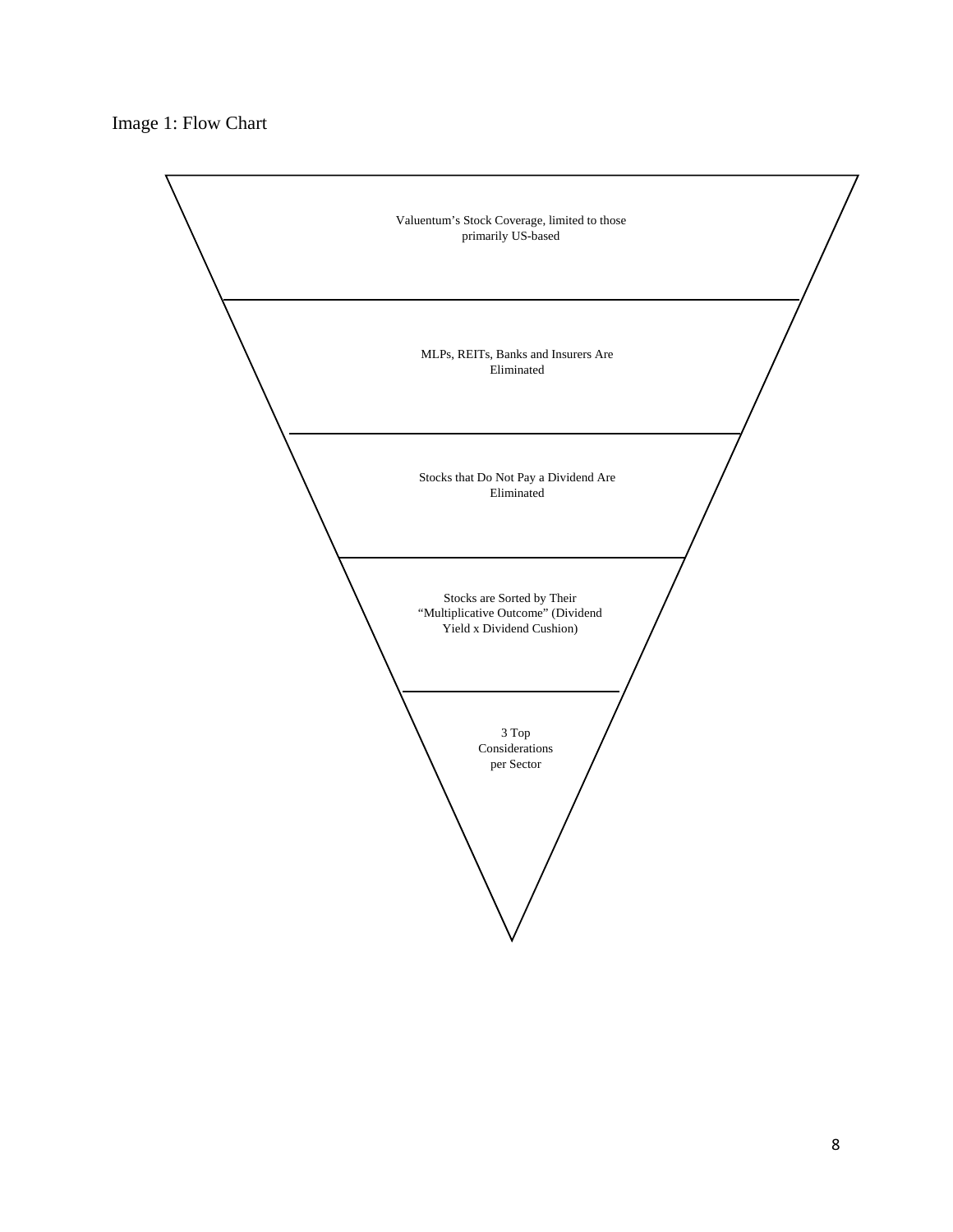Image 1: Flow Chart

Valuentum's Stock Coverage, limited to those primarily US-based

MLPs, REITs, Banks and Insurers Are Eliminated

Stocks that Do Not Pay a Dividend Are Eliminated

Stocks are Sorted by Their "Multiplicative Outcome" (Dividend Yield x Dividend Cushion)

3 Top Considerations per Sector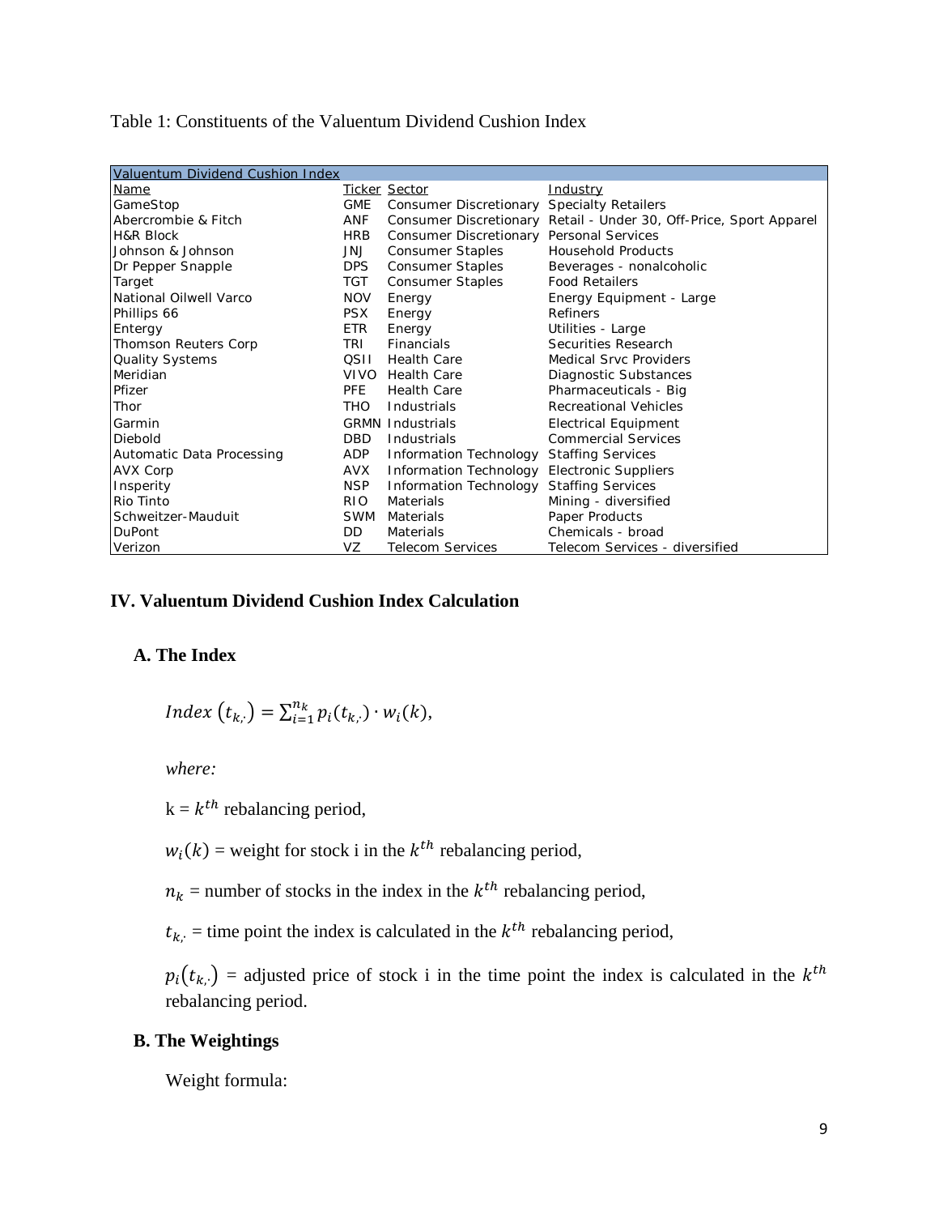Table 1: Constituents of the Valuentum Dividend Cushion Index

| Valuentum Dividend Cushion Index | | | |
|---|---|---|---|
| Name | Ticker | Sector | Industry |
| GameStop | GME | Consumer Discretionary | Specialty Retailers |
| Abercrombie & Fitch | ANF | Consumer Discretionary | Retail - Under 30, Off-Price, Sport Apparel |
| H&R Block | HRB | Consumer Discretionary | Personal Services |
| Johnson & Johnson | JNJ | Consumer Staples | Household Products |
| Dr Pepper Snapple | DPS | Consumer Staples | Beverages - nonalcoholic |
| Target | TGT | Consumer Staples | Food Retailers |
| National Oilwell Varco | NOV | Energy | Energy Equipment - Large |
| Phillips 66 | PSX | Energy | Refiners |
| Entergy | ETR | Energy | Utilities - Large |
| Thomson Reuters Corp | TRI | Financials | Securities Research |
| Quality Systems | QSII | Health Care | Medical Srvc Providers |
| Meridian | VIVO | Health Care | Diagnostic Substances |
| Pfizer | PFE | Health Care | Pharmaceuticals - Big |
| Thor | THO | Industrials | Recreational Vehicles |
| Garmin | GRMN | Industrials | Electrical Equipment |
| Diebold | DBD | Industrials | Commercial Services |
| Automatic Data Processing | ADP | Information Technology | Staffing Services |
| AVX Corp | AVX | Information Technology | Electronic Suppliers |
| Insperity | NSP | Information Technology | Staffing Services |
| Rio Tinto | RIO | Materials | Mining - diversified |
| Schweitzer-Mauduit | SWM | Materials | Paper Products |
| DuPont | DD | Materials | Chemicals - broad |
| Verizon | VZ | Telecom Services | Telecom Services - diversified |

## IV. Valuentum Dividend Cushion Index Calculation

### A. The Index

$$Index\ (t_{k,\cdot}) = \sum_{i=1}^{n_k} p_i(t_{k,\cdot}) \cdot w_i(k),$$

*where:*

k = $k^{th}$ rebalancing period,

$w_i(k)$ = weight for stock i in the $k^{th}$ rebalancing period,

$n_k$ = number of stocks in the index in the $k^{th}$ rebalancing period,

$t_{k,\cdot}$ = time point the index is calculated in the $k^{th}$ rebalancing period,

$p_i(t_{k,\cdot})$ = adjusted price of stock i in the time point the index is calculated in the $k^{th}$ rebalancing period.

### B. The Weightings

Weight formula: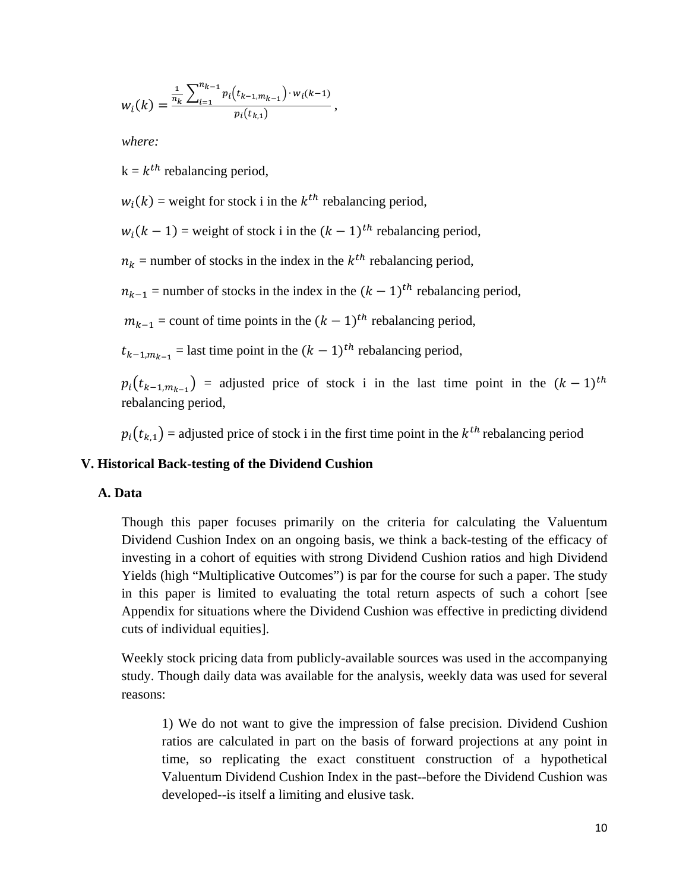$$w_i(k) = \frac{\frac{1}{n_k}\sum_{i=1}^{n_{k-1}} p_i\left(t_{k-1,m_{k-1}}\right) \cdot w_i(k-1)}{p_i(t_{k,1})},$$

*where:*

k = $k^{th}$ rebalancing period,

$w_i(k)$ = weight for stock i in the $k^{th}$ rebalancing period,

$w_i(k-1)$ = weight of stock i in the $(k-1)^{th}$ rebalancing period,

$n_k$ = number of stocks in the index in the $k^{th}$ rebalancing period,

$n_{k-1}$ = number of stocks in the index in the $(k-1)^{th}$ rebalancing period,

$m_{k-1}$ = count of time points in the $(k-1)^{th}$ rebalancing period,

$t_{k-1,m_{k-1}}$ = last time point in the $(k-1)^{th}$ rebalancing period,

$p_i\left(t_{k-1,m_{k-1}}\right)$ = adjusted price of stock i in the last time point in the $(k-1)^{th}$ rebalancing period,

$p_i\left(t_{k,1}\right)$ = adjusted price of stock i in the first time point in the $k^{th}$ rebalancing period

## V. Historical Back-testing of the Dividend Cushion

### A. Data

Though this paper focuses primarily on the criteria for calculating the Valuentum Dividend Cushion Index on an ongoing basis, we think a back-testing of the efficacy of investing in a cohort of equities with strong Dividend Cushion ratios and high Dividend Yields (high "Multiplicative Outcomes") is par for the course for such a paper. The study in this paper is limited to evaluating the total return aspects of such a cohort [see Appendix for situations where the Dividend Cushion was effective in predicting dividend cuts of individual equities].

Weekly stock pricing data from publicly-available sources was used in the accompanying study. Though daily data was available for the analysis, weekly data was used for several reasons:

1) We do not want to give the impression of false precision. Dividend Cushion ratios are calculated in part on the basis of forward projections at any point in time, so replicating the exact constituent construction of a hypothetical Valuentum Dividend Cushion Index in the past--before the Dividend Cushion was developed--is itself a limiting and elusive task.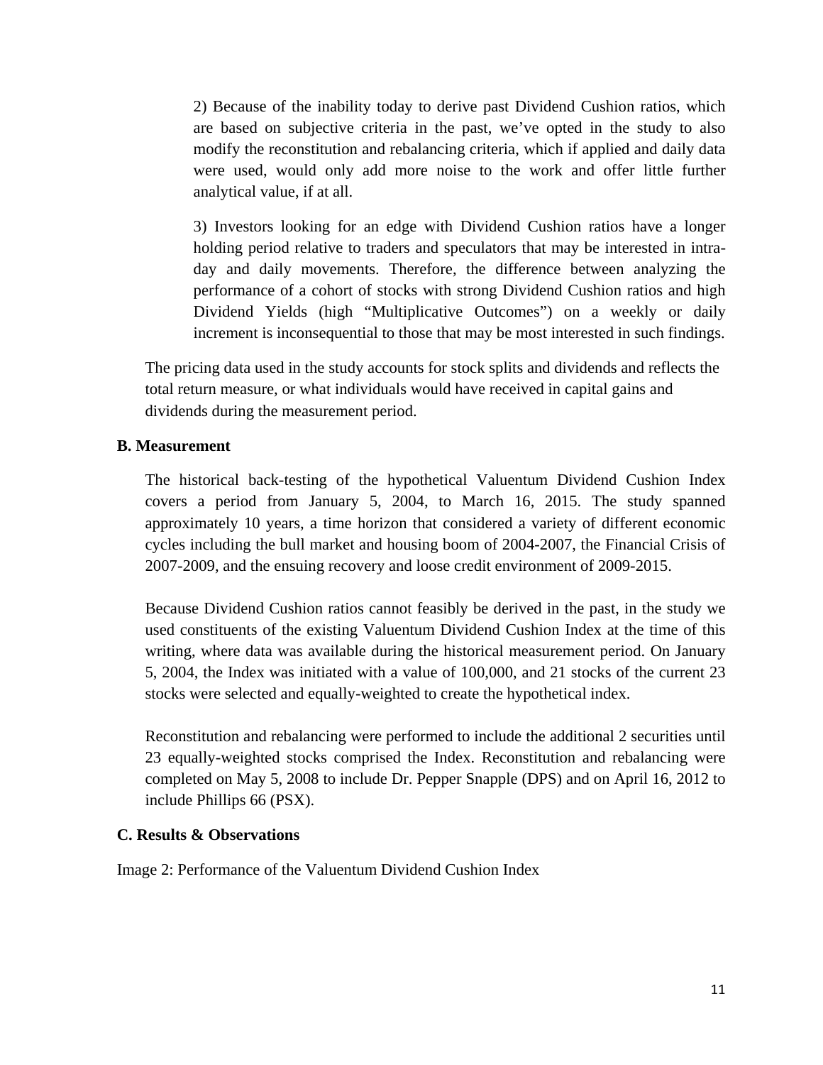2) Because of the inability today to derive past Dividend Cushion ratios, which are based on subjective criteria in the past, we've opted in the study to also modify the reconstitution and rebalancing criteria, which if applied and daily data were used, would only add more noise to the work and offer little further analytical value, if at all.

3) Investors looking for an edge with Dividend Cushion ratios have a longer holding period relative to traders and speculators that may be interested in intra-day and daily movements. Therefore, the difference between analyzing the performance of a cohort of stocks with strong Dividend Cushion ratios and high Dividend Yields (high "Multiplicative Outcomes") on a weekly or daily increment is inconsequential to those that may be most interested in such findings.

The pricing data used in the study accounts for stock splits and dividends and reflects the total return measure, or what individuals would have received in capital gains and dividends during the measurement period.

**B. Measurement**

The historical back-testing of the hypothetical Valuentum Dividend Cushion Index covers a period from January 5, 2004, to March 16, 2015. The study spanned approximately 10 years, a time horizon that considered a variety of different economic cycles including the bull market and housing boom of 2004-2007, the Financial Crisis of 2007-2009, and the ensuing recovery and loose credit environment of 2009-2015.

Because Dividend Cushion ratios cannot feasibly be derived in the past, in the study we used constituents of the existing Valuentum Dividend Cushion Index at the time of this writing, where data was available during the historical measurement period. On January 5, 2004, the Index was initiated with a value of 100,000, and 21 stocks of the current 23 stocks were selected and equally-weighted to create the hypothetical index.

Reconstitution and rebalancing were performed to include the additional 2 securities until 23 equally-weighted stocks comprised the Index. Reconstitution and rebalancing were completed on May 5, 2008 to include Dr. Pepper Snapple (DPS) and on April 16, 2012 to include Phillips 66 (PSX).

**C. Results & Observations**

Image 2: Performance of the Valuentum Dividend Cushion Index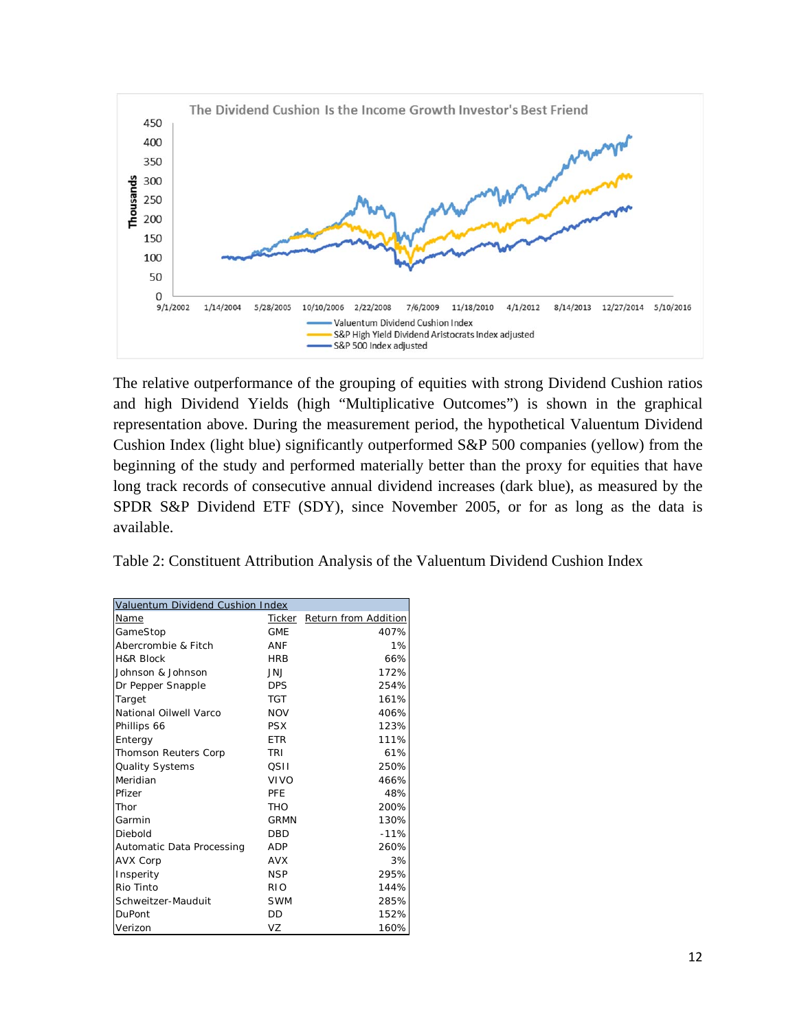The relative outperformance of the grouping of equities with strong Dividend Cushion ratios and high Dividend Yields (high "Multiplicative Outcomes") is shown in the graphical representation above. During the measurement period, the hypothetical Valuentum Dividend Cushion Index (light blue) significantly outperformed S&P 500 companies (yellow) from the beginning of the study and performed materially better than the proxy for equities that have long track records of consecutive annual dividend increases (dark blue), as measured by the SPDR S&P Dividend ETF (SDY), since November 2005, or for as long as the data is available.

Table 2: Constituent Attribution Analysis of the Valuentum Dividend Cushion Index

| Valuentum Dividend Cushion Index | | |
|---|---|---|
| Name | Ticker | Return from Addition |
| GameStop | GME | 407% |
| Abercrombie & Fitch | ANF | 1% |
| H&R Block | HRB | 66% |
| Johnson & Johnson | JNJ | 172% |
| Dr Pepper Snapple | DPS | 254% |
| Target | TGT | 161% |
| National Oilwell Varco | NOV | 406% |
| Phillips 66 | PSX | 123% |
| Entergy | ETR | 111% |
| Thomson Reuters Corp | TRI | 61% |
| Quality Systems | QSII | 250% |
| Meridian | VIVO | 466% |
| Pfizer | PFE | 48% |
| Thor | THO | 200% |
| Garmin | GRMN | 130% |
| Diebold | DBD | -11% |
| Automatic Data Processing | ADP | 260% |
| AVX Corp | AVX | 3% |
| Insperity | NSP | 295% |
| Rio Tinto | RIO | 144% |
| Schweitzer-Mauduit | SWM | 285% |
| DuPont | DD | 152% |
| Verizon | VZ | 160% |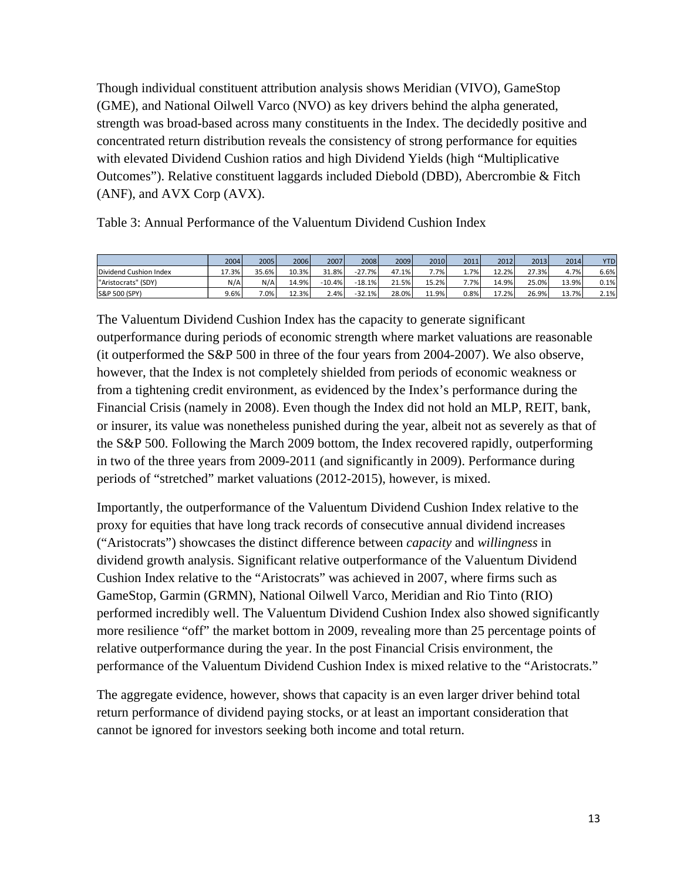Though individual constituent attribution analysis shows Meridian (VIVO), GameStop (GME), and National Oilwell Varco (NVO) as key drivers behind the alpha generated, strength was broad-based across many constituents in the Index. The decidedly positive and concentrated return distribution reveals the consistency of strong performance for equities with elevated Dividend Cushion ratios and high Dividend Yields (high "Multiplicative Outcomes"). Relative constituent laggards included Diebold (DBD), Abercrombie & Fitch (ANF), and AVX Corp (AVX).

Table 3: Annual Performance of the Valuentum Dividend Cushion Index

| | 2004 | 2005 | 2006 | 2007 | 2008 | 2009 | 2010 | 2011 | 2012 | 2013 | 2014 | YTD |
|---|---|---|---|---|---|---|---|---|---|---|---|---|
| Dividend Cushion Index | 17.3% | 35.6% | 10.3% | 31.8% | -27.7% | 47.1% | 7.7% | 1.7% | 12.2% | 27.3% | 4.7% | 6.6% |
| "Aristocrats" (SDY) | N/A | N/A | 14.9% | -10.4% | -18.1% | 21.5% | 15.2% | 7.7% | 14.9% | 25.0% | 13.9% | 0.1% |
| S&P 500 (SPY) | 9.6% | 7.0% | 12.3% | 2.4% | -32.1% | 28.0% | 11.9% | 0.8% | 17.2% | 26.9% | 13.7% | 2.1% |

The Valuentum Dividend Cushion Index has the capacity to generate significant outperformance during periods of economic strength where market valuations are reasonable (it outperformed the S&P 500 in three of the four years from 2004-2007). We also observe, however, that the Index is not completely shielded from periods of economic weakness or from a tightening credit environment, as evidenced by the Index's performance during the Financial Crisis (namely in 2008). Even though the Index did not hold an MLP, REIT, bank, or insurer, its value was nonetheless punished during the year, albeit not as severely as that of the S&P 500. Following the March 2009 bottom, the Index recovered rapidly, outperforming in two of the three years from 2009-2011 (and significantly in 2009). Performance during periods of "stretched" market valuations (2012-2015), however, is mixed.

Importantly, the outperformance of the Valuentum Dividend Cushion Index relative to the proxy for equities that have long track records of consecutive annual dividend increases ("Aristocrats") showcases the distinct difference between *capacity* and *willingness* in dividend growth analysis. Significant relative outperformance of the Valuentum Dividend Cushion Index relative to the "Aristocrats" was achieved in 2007, where firms such as GameStop, Garmin (GRMN), National Oilwell Varco, Meridian and Rio Tinto (RIO) performed incredibly well. The Valuentum Dividend Cushion Index also showed significantly more resilience "off" the market bottom in 2009, revealing more than 25 percentage points of relative outperformance during the year. In the post Financial Crisis environment, the performance of the Valuentum Dividend Cushion Index is mixed relative to the "Aristocrats."

The aggregate evidence, however, shows that capacity is an even larger driver behind total return performance of dividend paying stocks, or at least an important consideration that cannot be ignored for investors seeking both income and total return.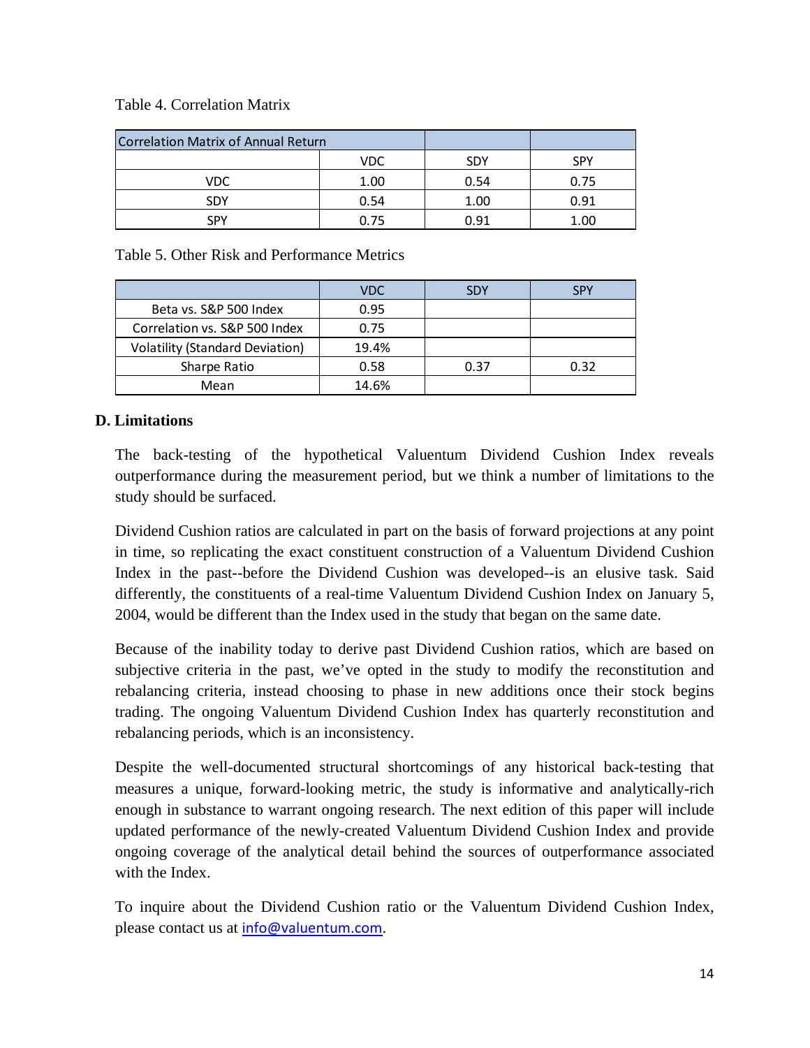Table 4. Correlation Matrix

| Correlation Matrix of Annual Return | | | |
|---|---|---|---|
| | VDC | SDY | SPY |
| VDC | 1.00 | 0.54 | 0.75 |
| SDY | 0.54 | 1.00 | 0.91 |
| SPY | 0.75 | 0.91 | 1.00 |

Table 5. Other Risk and Performance Metrics

| | VDC | SDY | SPY |
|---|---|---|---|
| Beta vs. S&P 500 Index | 0.95 | | |
| Correlation vs. S&P 500 Index | 0.75 | | |
| Volatility (Standard Deviation) | 19.4% | | |
| Sharpe Ratio | 0.58 | 0.37 | 0.32 |
| Mean | 14.6% | | |

### D. Limitations

The back-testing of the hypothetical Valuentum Dividend Cushion Index reveals outperformance during the measurement period, but we think a number of limitations to the study should be surfaced.

Dividend Cushion ratios are calculated in part on the basis of forward projections at any point in time, so replicating the exact constituent construction of a Valuentum Dividend Cushion Index in the past--before the Dividend Cushion was developed--is an elusive task. Said differently, the constituents of a real-time Valuentum Dividend Cushion Index on January 5, 2004, would be different than the Index used in the study that began on the same date.

Because of the inability today to derive past Dividend Cushion ratios, which are based on subjective criteria in the past, we've opted in the study to modify the reconstitution and rebalancing criteria, instead choosing to phase in new additions once their stock begins trading. The ongoing Valuentum Dividend Cushion Index has quarterly reconstitution and rebalancing periods, which is an inconsistency.

Despite the well-documented structural shortcomings of any historical back-testing that measures a unique, forward-looking metric, the study is informative and analytically-rich enough in substance to warrant ongoing research. The next edition of this paper will include updated performance of the newly-created Valuentum Dividend Cushion Index and provide ongoing coverage of the analytical detail behind the sources of outperformance associated with the Index.

To inquire about the Dividend Cushion ratio or the Valuentum Dividend Cushion Index, please contact us at info@valuentum.com.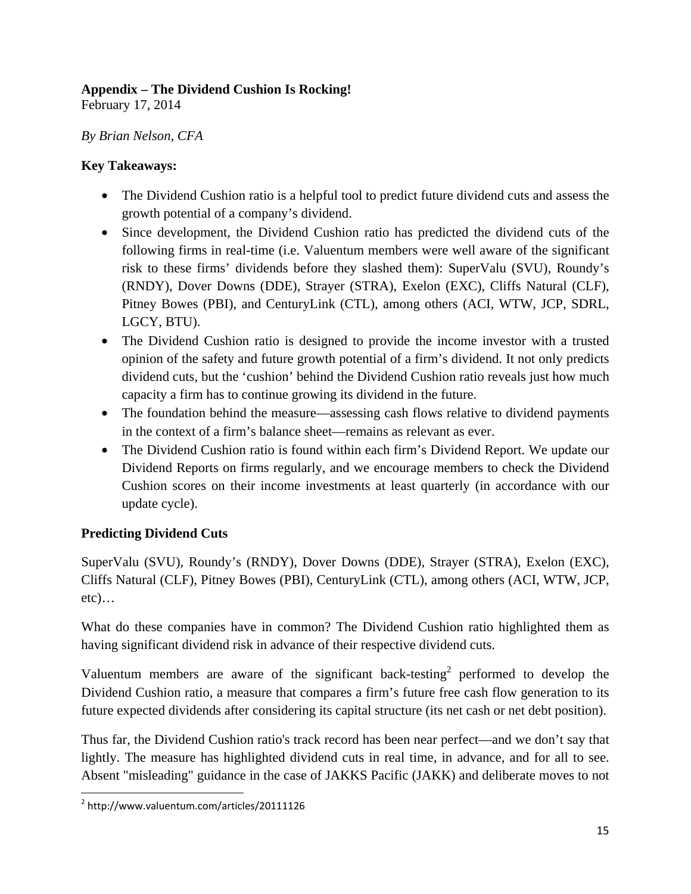**Appendix – The Dividend Cushion Is Rocking!**
February 17, 2014

*By Brian Nelson, CFA*

**Key Takeaways:**

- The Dividend Cushion ratio is a helpful tool to predict future dividend cuts and assess the growth potential of a company's dividend.
- Since development, the Dividend Cushion ratio has predicted the dividend cuts of the following firms in real-time (i.e. Valuentum members were well aware of the significant risk to these firms' dividends before they slashed them): SuperValu (SVU), Roundy's (RNDY), Dover Downs (DDE), Strayer (STRA), Exelon (EXC), Cliffs Natural (CLF), Pitney Bowes (PBI), and CenturyLink (CTL), among others (ACI, WTW, JCP, SDRL, LGCY, BTU).
- The Dividend Cushion ratio is designed to provide the income investor with a trusted opinion of the safety and future growth potential of a firm's dividend. It not only predicts dividend cuts, but the 'cushion' behind the Dividend Cushion ratio reveals just how much capacity a firm has to continue growing its dividend in the future.
- The foundation behind the measure—assessing cash flows relative to dividend payments in the context of a firm's balance sheet—remains as relevant as ever.
- The Dividend Cushion ratio is found within each firm's Dividend Report. We update our Dividend Reports on firms regularly, and we encourage members to check the Dividend Cushion scores on their income investments at least quarterly (in accordance with our update cycle).

**Predicting Dividend Cuts**

SuperValu (SVU), Roundy's (RNDY), Dover Downs (DDE), Strayer (STRA), Exelon (EXC), Cliffs Natural (CLF), Pitney Bowes (PBI), CenturyLink (CTL), among others (ACI, WTW, JCP, etc)…

What do these companies have in common? The Dividend Cushion ratio highlighted them as having significant dividend risk in advance of their respective dividend cuts.

Valuentum members are aware of the significant back-testing[2] performed to develop the Dividend Cushion ratio, a measure that compares a firm's future free cash flow generation to its future expected dividends after considering its capital structure (its net cash or net debt position).

Thus far, the Dividend Cushion ratio's track record has been near perfect—and we don't say that lightly. The measure has highlighted dividend cuts in real time, in advance, and for all to see. Absent "misleading" guidance in the case of JAKKS Pacific (JAKK) and deliberate moves to not

[2] http://www.valuentum.com/articles/20111126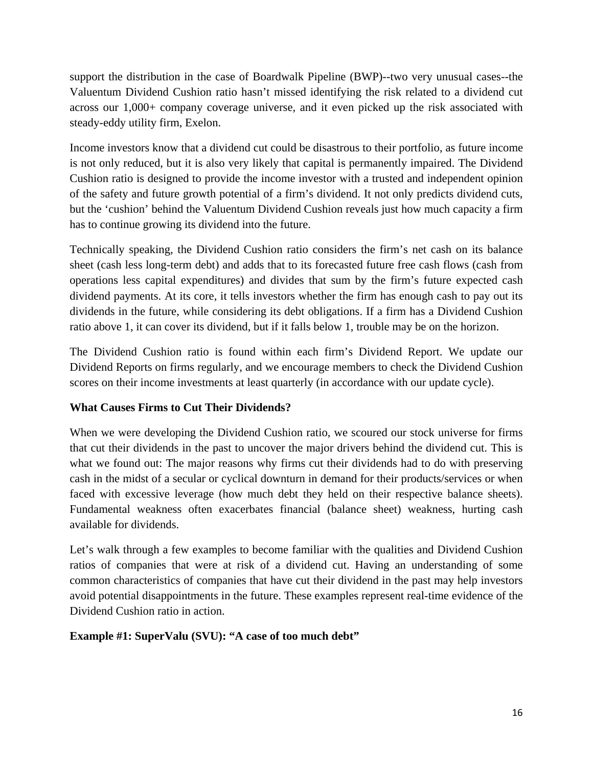support the distribution in the case of Boardwalk Pipeline (BWP)--two very unusual cases--the Valuentum Dividend Cushion ratio hasn't missed identifying the risk related to a dividend cut across our 1,000+ company coverage universe, and it even picked up the risk associated with steady-eddy utility firm, Exelon.

Income investors know that a dividend cut could be disastrous to their portfolio, as future income is not only reduced, but it is also very likely that capital is permanently impaired. The Dividend Cushion ratio is designed to provide the income investor with a trusted and independent opinion of the safety and future growth potential of a firm's dividend. It not only predicts dividend cuts, but the 'cushion' behind the Valuentum Dividend Cushion reveals just how much capacity a firm has to continue growing its dividend into the future.

Technically speaking, the Dividend Cushion ratio considers the firm's net cash on its balance sheet (cash less long-term debt) and adds that to its forecasted future free cash flows (cash from operations less capital expenditures) and divides that sum by the firm's future expected cash dividend payments. At its core, it tells investors whether the firm has enough cash to pay out its dividends in the future, while considering its debt obligations. If a firm has a Dividend Cushion ratio above 1, it can cover its dividend, but if it falls below 1, trouble may be on the horizon.

The Dividend Cushion ratio is found within each firm's Dividend Report. We update our Dividend Reports on firms regularly, and we encourage members to check the Dividend Cushion scores on their income investments at least quarterly (in accordance with our update cycle).

**What Causes Firms to Cut Their Dividends?**

When we were developing the Dividend Cushion ratio, we scoured our stock universe for firms that cut their dividends in the past to uncover the major drivers behind the dividend cut. This is what we found out: The major reasons why firms cut their dividends had to do with preserving cash in the midst of a secular or cyclical downturn in demand for their products/services or when faced with excessive leverage (how much debt they held on their respective balance sheets). Fundamental weakness often exacerbates financial (balance sheet) weakness, hurting cash available for dividends.

Let's walk through a few examples to become familiar with the qualities and Dividend Cushion ratios of companies that were at risk of a dividend cut. Having an understanding of some common characteristics of companies that have cut their dividend in the past may help investors avoid potential disappointments in the future. These examples represent real-time evidence of the Dividend Cushion ratio in action.

**Example #1: SuperValu (SVU): "A case of too much debt"**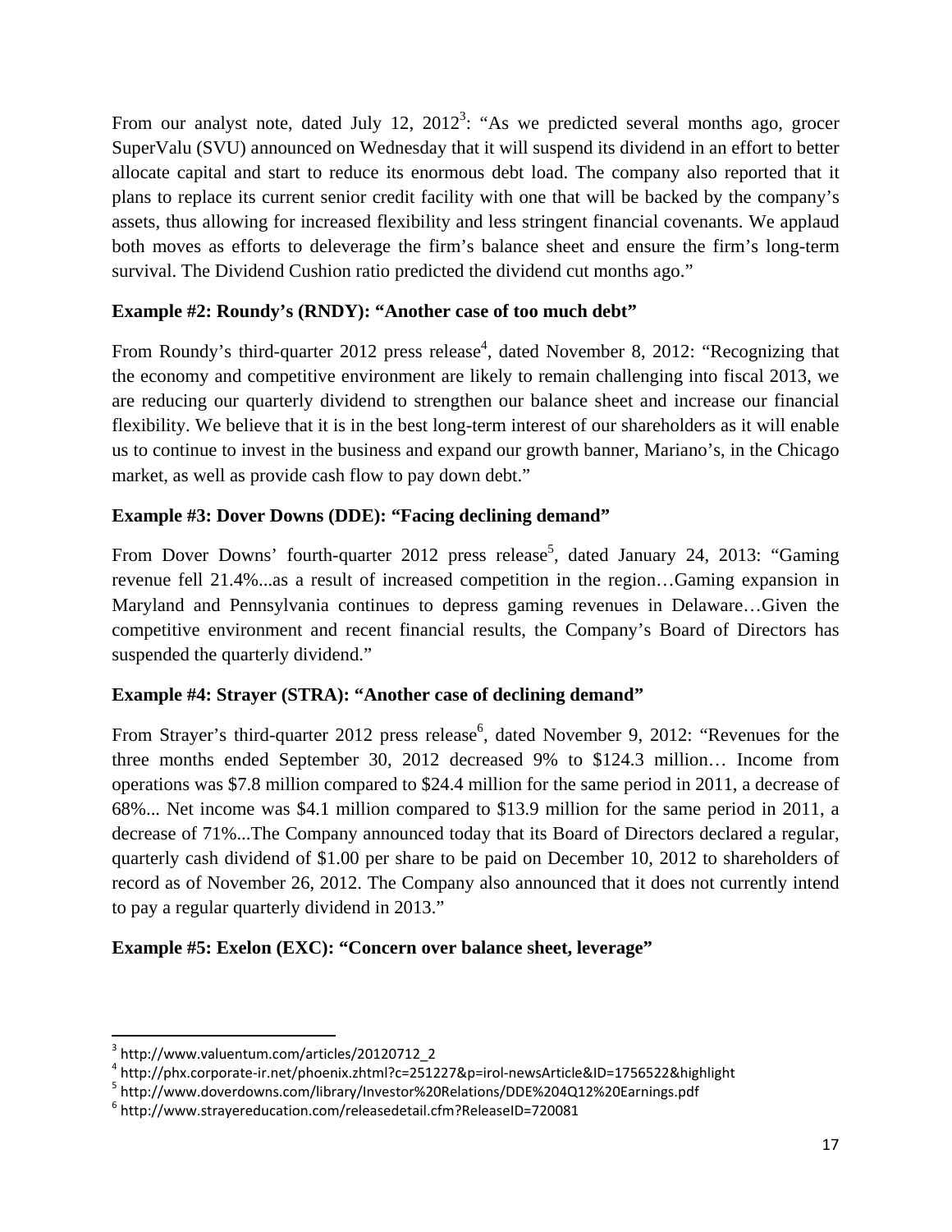From our analyst note, dated July 12, 2012[3]: "As we predicted several months ago, grocer SuperValu (SVU) announced on Wednesday that it will suspend its dividend in an effort to better allocate capital and start to reduce its enormous debt load. The company also reported that it plans to replace its current senior credit facility with one that will be backed by the company's assets, thus allowing for increased flexibility and less stringent financial covenants. We applaud both moves as efforts to deleverage the firm's balance sheet and ensure the firm's long-term survival. The Dividend Cushion ratio predicted the dividend cut months ago."

**Example #2: Roundy's (RNDY): "Another case of too much debt"**

From Roundy's third-quarter 2012 press release[4], dated November 8, 2012: "Recognizing that the economy and competitive environment are likely to remain challenging into fiscal 2013, we are reducing our quarterly dividend to strengthen our balance sheet and increase our financial flexibility. We believe that it is in the best long-term interest of our shareholders as it will enable us to continue to invest in the business and expand our growth banner, Mariano's, in the Chicago market, as well as provide cash flow to pay down debt."

**Example #3: Dover Downs (DDE): "Facing declining demand"**

From Dover Downs' fourth-quarter 2012 press release[5], dated January 24, 2013: "Gaming revenue fell 21.4%...as a result of increased competition in the region…Gaming expansion in Maryland and Pennsylvania continues to depress gaming revenues in Delaware…Given the competitive environment and recent financial results, the Company's Board of Directors has suspended the quarterly dividend."

**Example #4: Strayer (STRA): "Another case of declining demand"**

From Strayer's third-quarter 2012 press release[6], dated November 9, 2012: "Revenues for the three months ended September 30, 2012 decreased 9% to $124.3 million… Income from operations was $7.8 million compared to $24.4 million for the same period in 2011, a decrease of 68%... Net income was $4.1 million compared to $13.9 million for the same period in 2011, a decrease of 71%...The Company announced today that its Board of Directors declared a regular, quarterly cash dividend of $1.00 per share to be paid on December 10, 2012 to shareholders of record as of November 26, 2012. The Company also announced that it does not currently intend to pay a regular quarterly dividend in 2013."

**Example #5: Exelon (EXC): "Concern over balance sheet, leverage"**

---

[3] http://www.valuentum.com/articles/20120712_2

[4] http://phx.corporate-ir.net/phoenix.zhtml?c=251227&p=irol-newsArticle&ID=1756522&highlight

[5] http://www.doverdowns.com/library/Investor%20Relations/DDE%204Q12%20Earnings.pdf

[6] http://www.strayereducation.com/releasedetail.cfm?ReleaseID=720081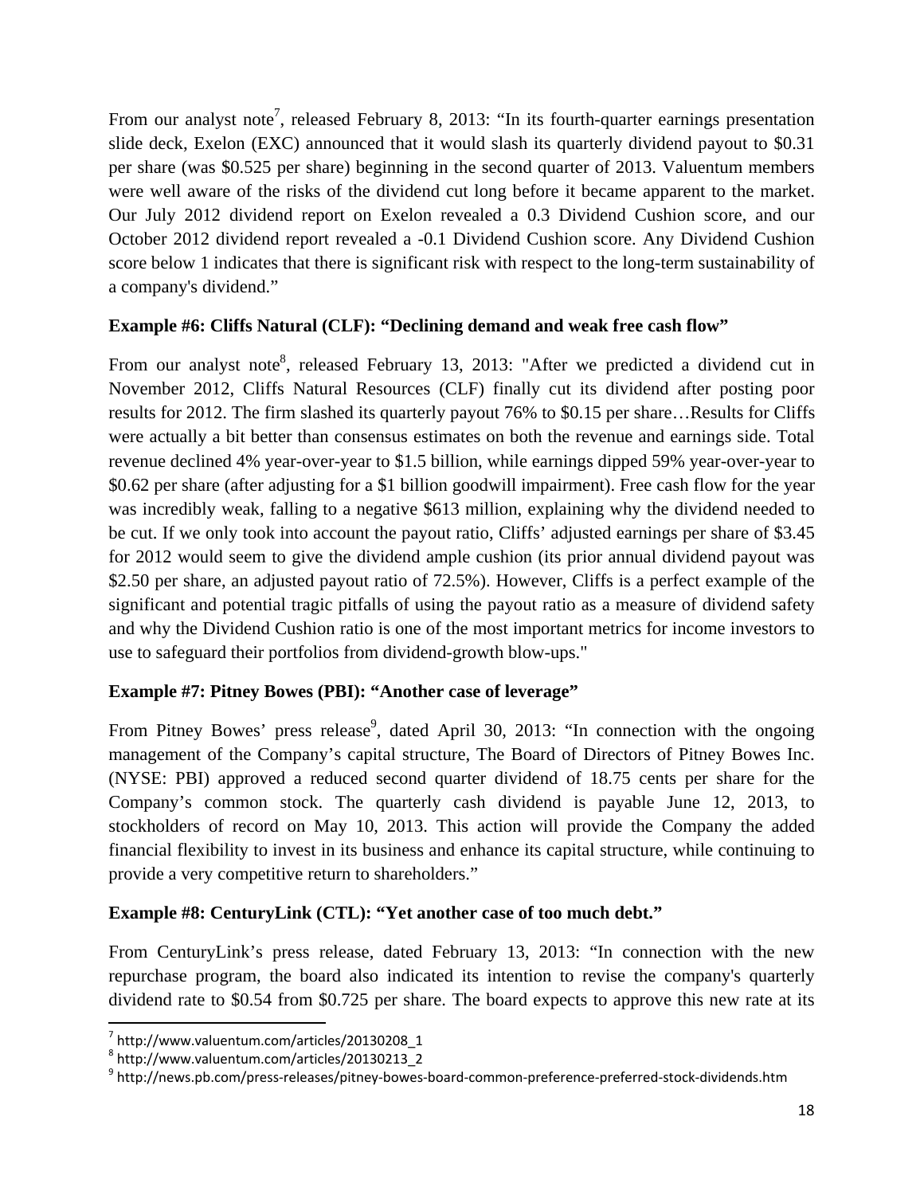From our analyst note[7], released February 8, 2013: "In its fourth-quarter earnings presentation slide deck, Exelon (EXC) announced that it would slash its quarterly dividend payout to $0.31 per share (was $0.525 per share) beginning in the second quarter of 2013. Valuentum members were well aware of the risks of the dividend cut long before it became apparent to the market. Our July 2012 dividend report on Exelon revealed a 0.3 Dividend Cushion score, and our October 2012 dividend report revealed a -0.1 Dividend Cushion score. Any Dividend Cushion score below 1 indicates that there is significant risk with respect to the long-term sustainability of a company's dividend."

**Example #6: Cliffs Natural (CLF): "Declining demand and weak free cash flow"**

From our analyst note[8], released February 13, 2013: "After we predicted a dividend cut in November 2012, Cliffs Natural Resources (CLF) finally cut its dividend after posting poor results for 2012. The firm slashed its quarterly payout 76% to $0.15 per share…Results for Cliffs were actually a bit better than consensus estimates on both the revenue and earnings side. Total revenue declined 4% year-over-year to $1.5 billion, while earnings dipped 59% year-over-year to $0.62 per share (after adjusting for a $1 billion goodwill impairment). Free cash flow for the year was incredibly weak, falling to a negative $613 million, explaining why the dividend needed to be cut. If we only took into account the payout ratio, Cliffs' adjusted earnings per share of $3.45 for 2012 would seem to give the dividend ample cushion (its prior annual dividend payout was $2.50 per share, an adjusted payout ratio of 72.5%). However, Cliffs is a perfect example of the significant and potential tragic pitfalls of using the payout ratio as a measure of dividend safety and why the Dividend Cushion ratio is one of the most important metrics for income investors to use to safeguard their portfolios from dividend-growth blow-ups."

**Example #7: Pitney Bowes (PBI): "Another case of leverage"**

From Pitney Bowes' press release[9], dated April 30, 2013: "In connection with the ongoing management of the Company's capital structure, The Board of Directors of Pitney Bowes Inc. (NYSE: PBI) approved a reduced second quarter dividend of 18.75 cents per share for the Company's common stock. The quarterly cash dividend is payable June 12, 2013, to stockholders of record on May 10, 2013. This action will provide the Company the added financial flexibility to invest in its business and enhance its capital structure, while continuing to provide a very competitive return to shareholders."

**Example #8: CenturyLink (CTL): "Yet another case of too much debt."**

From CenturyLink's press release, dated February 13, 2013: "In connection with the new repurchase program, the board also indicated its intention to revise the company's quarterly dividend rate to $0.54 from $0.725 per share. The board expects to approve this new rate at its

---

[7] http://www.valuentum.com/articles/20130208_1

[8] http://www.valuentum.com/articles/20130213_2

[9] http://news.pb.com/press-releases/pitney-bowes-board-common-preference-preferred-stock-dividends.htm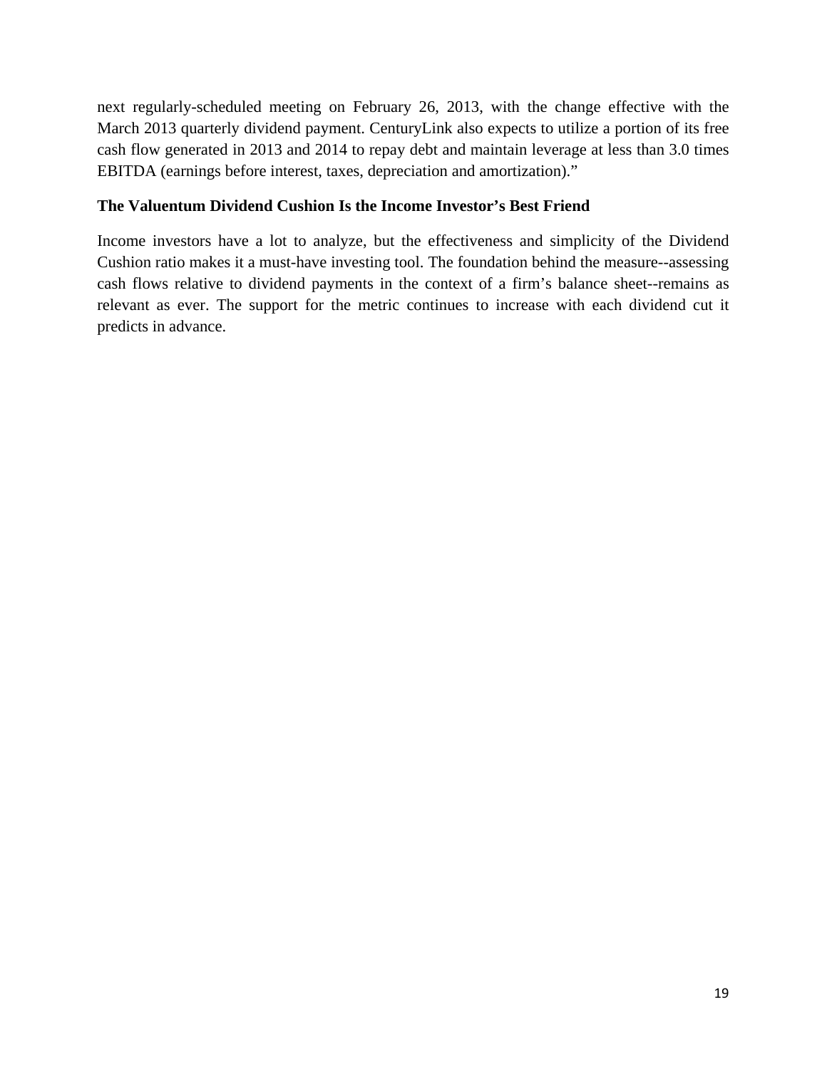next regularly-scheduled meeting on February 26, 2013, with the change effective with the March 2013 quarterly dividend payment. CenturyLink also expects to utilize a portion of its free cash flow generated in 2013 and 2014 to repay debt and maintain leverage at less than 3.0 times EBITDA (earnings before interest, taxes, depreciation and amortization)."

**The Valuentum Dividend Cushion Is the Income Investor's Best Friend**

Income investors have a lot to analyze, but the effectiveness and simplicity of the Dividend Cushion ratio makes it a must-have investing tool. The foundation behind the measure--assessing cash flows relative to dividend payments in the context of a firm's balance sheet--remains as relevant as ever. The support for the metric continues to increase with each dividend cut it predicts in advance.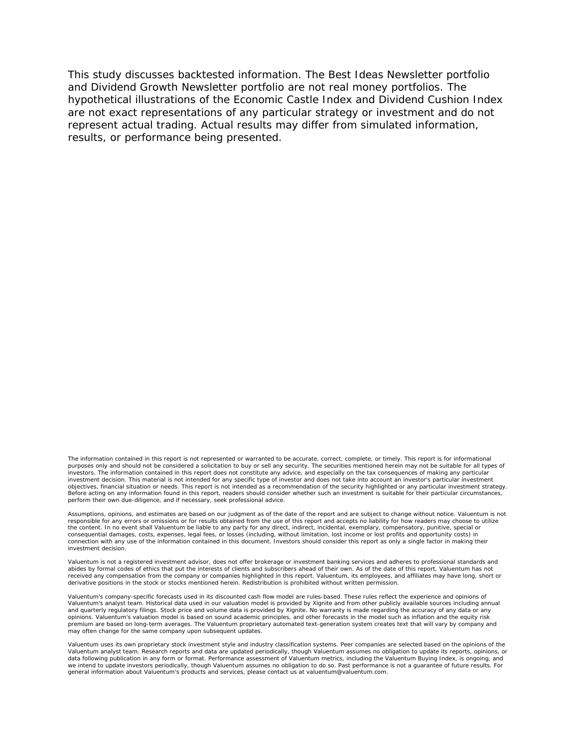This study discusses backtested information. The Best Ideas Newsletter portfolio and Dividend Growth Newsletter portfolio are not real money portfolios. The hypothetical illustrations of the Economic Castle Index and Dividend Cushion Index are not exact representations of any particular strategy or investment and do not represent actual trading. Actual results may differ from simulated information, results, or performance being presented.

The information contained in this report is not represented or warranted to be accurate, correct, complete, or timely. This report is for informational purposes only and should not be considered a solicitation to buy or sell any security. The securities mentioned herein may not be suitable for all types of investors. The information contained in this report does not constitute any advice, and especially on the tax consequences of making any particular investment decision. This material is not intended for any specific type of investor and does not take into account an investor's particular investment objectives, financial situation or needs. This report is not intended as a recommendation of the security highlighted or any particular investment strategy. Before acting on any information found in this report, readers should consider whether such an investment is suitable for their particular circumstances, perform their own due-diligence, and if necessary, seek professional advice.

Assumptions, opinions, and estimates are based on our judgment as of the date of the report and are subject to change without notice. Valuentum is not responsible for any errors or omissions or for results obtained from the use of this report and accepts no liability for how readers may choose to utilize the content. In no event shall Valuentum be liable to any party for any direct, indirect, incidental, exemplary, compensatory, punitive, special or consequential damages, costs, expenses, legal fees, or losses (including, without limitation, lost income or lost profits and opportunity costs) in connection with any use of the information contained in this document. Investors should consider this report as only a single factor in making their investment decision.

Valuentum is not a registered investment advisor, does not offer brokerage or investment banking services and adheres to professional standards and abides by formal codes of ethics that put the interests of clients and subscribers ahead of their own. As of the date of this report, Valuentum has not received any compensation from the company or companies highlighted in this report. Valuentum, its employees, and affiliates may have long, short or derivative positions in the stock or stocks mentioned herein. Redistribution is prohibited without written permission.

Valuentum's company-specific forecasts used in its discounted cash flow model are rules-based. These rules reflect the experience and opinions of Valuentum's analyst team. Historical data used in our valuation model is provided by Xignite and from other publicly available sources including annual and quarterly regulatory filings. Stock price and volume data is provided by Xignite. No warranty is made regarding the accuracy of any data or any opinions. Valuentum's valuation model is based on sound academic principles, and other forecasts in the model such as inflation and the equity risk premium are based on long-term averages. The Valuentum proprietary automated text-generation system creates text that will vary by company and may often change for the same company upon subsequent updates.

Valuentum uses its own proprietary stock investment style and industry classification systems. Peer companies are selected based on the opinions of the Valuentum analyst team. Research reports and data are updated periodically, though Valuentum assumes no obligation to update its reports, opinions, or data following publication in any form or format. Performance assessment of Valuentum metrics, including the Valuentum Buying Index, is ongoing, and we intend to update investors periodically, though Valuentum assumes no obligation to do so. Past performance is not a guarantee of future results. For general information about Valuentum's products and services, please contact us at valuentum@valuentum.com.